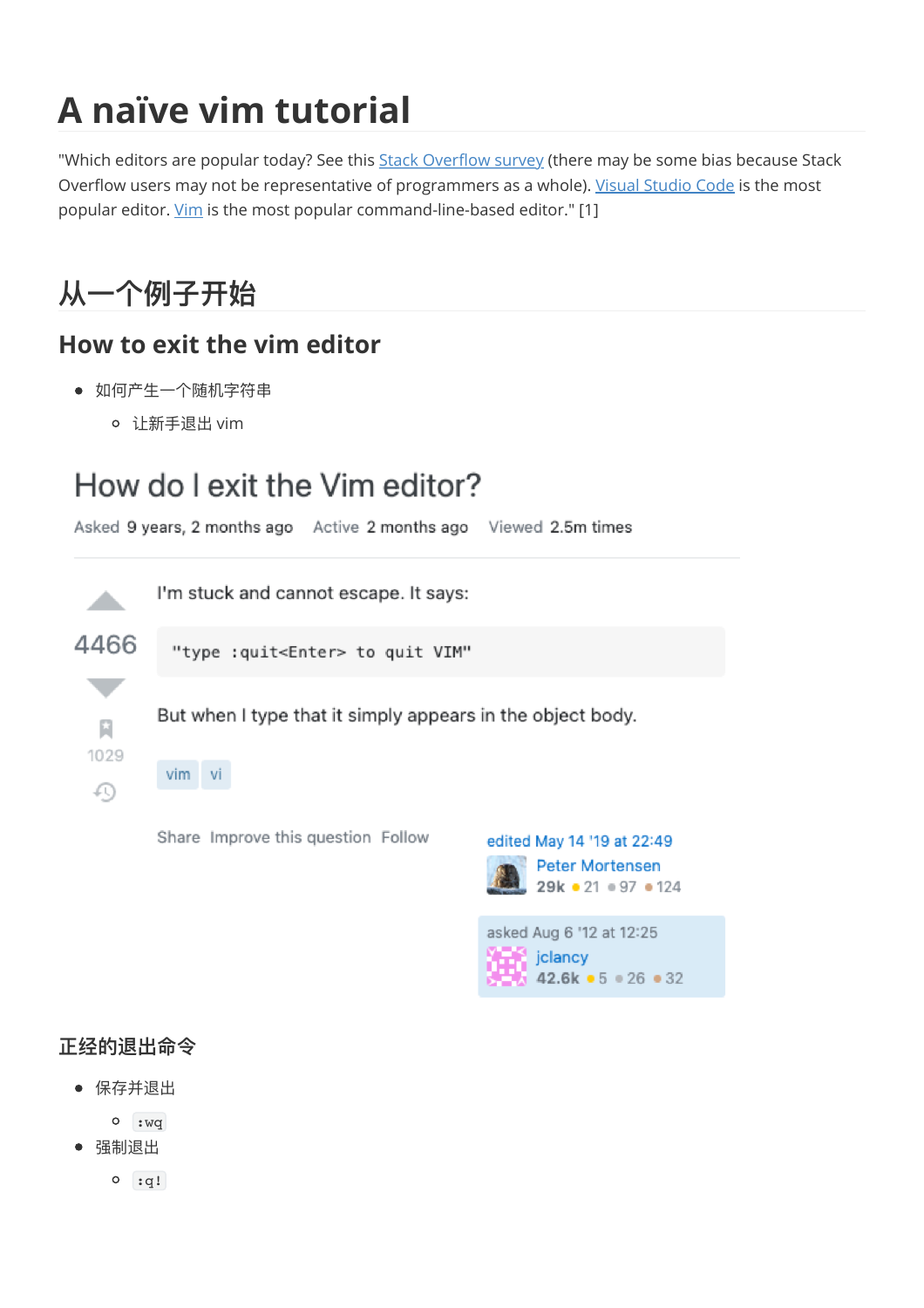# A naïve vim tutorial

"Which editors are popular today? See this Stack Overflow survey (there may be some bias because Stack Overflow users may not be representative of programmers as a whole). Visual Studio Code is the most popular editor. Vim is the most popular command-line-based editor." [1]

## 从一个例子开始

### How to exit the vim editor

- 如何产生一个随机字符串
  - 让新手退出 vim

How do I exit the Vim editor?

Asked 9 years, 2 months ago  Active 2 months ago  Viewed 2.5m times

4466

I'm stuck and cannot escape. It says:

```
"type :quit<Enter> to quit VIM"
```

But when I type that it simply appears in the object body.

vim  vi

1029

Share  Improve this question  Follow

edited May 14 '19 at 22:49
Peter Mortensen
29k ● 21 ● 97 ● 124

asked Aug 6 '12 at 12:25
jclancy
42.6k ● 5 ● 26 ● 32

#### 正经的退出命令

- 保存并退出
  - `:wq`
- 强制退出
  - `:q!`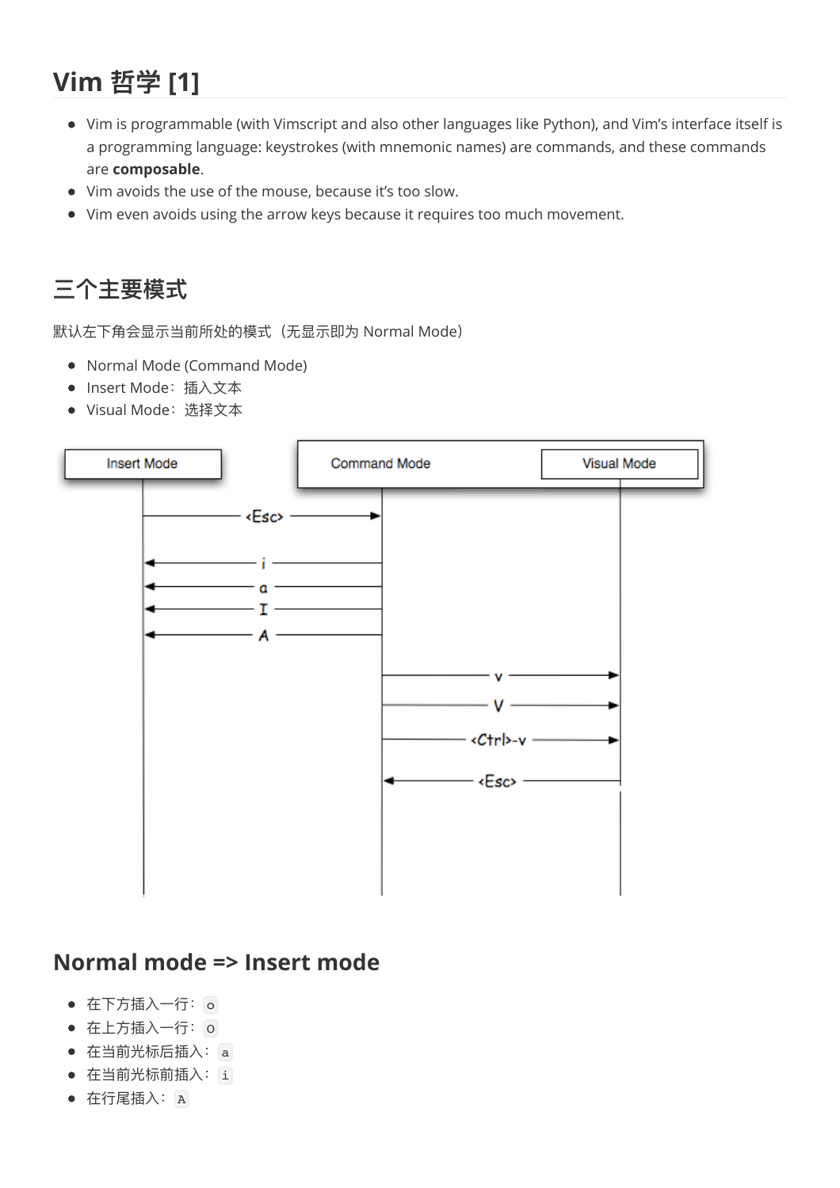## Vim 哲学 [1]

- Vim is programmable (with Vimscript and also other languages like Python), and Vim's interface itself is a programming language: keystrokes (with mnemonic names) are commands, and these commands are **composable**.
- Vim avoids the use of the mouse, because it's too slow.
- Vim even avoids using the arrow keys because it requires too much movement.

## 三个主要模式

默认左下角会显示当前所处的模式（无显示即为 Normal Mode）

- Normal Mode (Command Mode)
- Insert Mode：插入文本
- Visual Mode：选择文本

## Normal mode => Insert mode

- 在下方插入一行：`o`
- 在上方插入一行：`O`
- 在当前光标后插入：`a`
- 在当前光标前插入：`i`
- 在行尾插入：`A`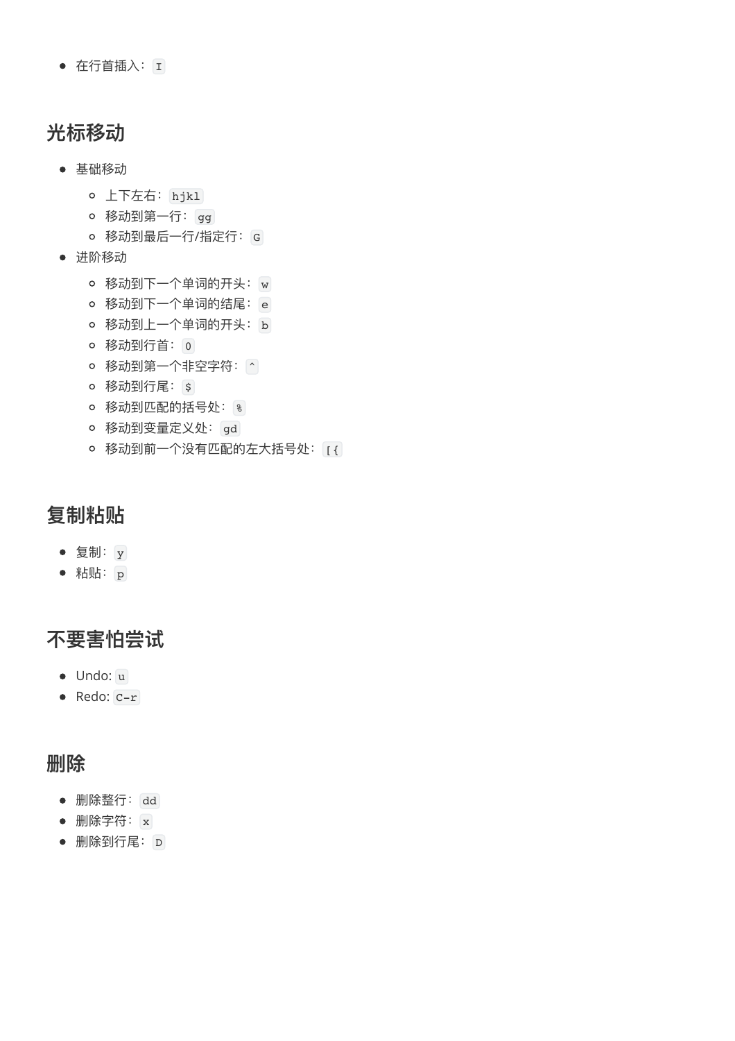- 在行首插入：`I`

## 光标移动

- 基础移动
  - 上下左右：`hjkl`
  - 移动到第一行：`gg`
  - 移动到最后一行/指定行：`G`
- 进阶移动
  - 移动到下一个单词的开头：`w`
  - 移动到下一个单词的结尾：`e`
  - 移动到上一个单词的开头：`b`
  - 移动到行首：`0`
  - 移动到第一个非空字符：`^`
  - 移动到行尾：`$`
  - 移动到匹配的括号处：`%`
  - 移动到变量定义处：`gd`
  - 移动到前一个没有匹配的左大括号处：`[{`

## 复制粘贴

- 复制：`y`
- 粘贴：`p`

## 不要害怕尝试

- Undo: `u`
- Redo: `C-r`

## 删除

- 删除整行：`dd`
- 删除字符：`x`
- 删除到行尾：`D`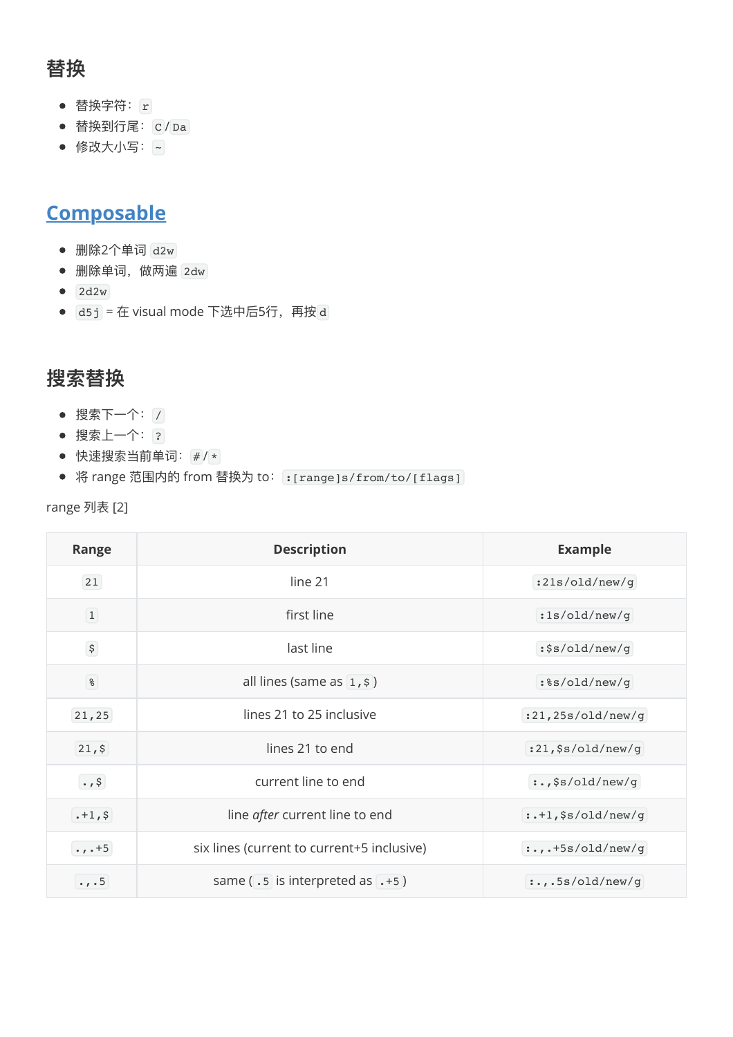## 替换

- 替换字符：`r`
- 替换到行尾：`C` / `Da`
- 修改大小写：`~`

## [Composable]()

- 删除2个单词 `d2w`
- 删除单词，做两遍 `2dw`
- `2d2w`
- `d5j` = 在 visual mode 下选中后5行，再按 `d`

## 搜索替换

- 搜索下一个：`/`
- 搜索上一个：`?`
- 快速搜索当前单词：`#` / `*`
- 将 range 范围内的 from 替换为 to：`:[range]s/from/to/[flags]`

range 列表 [2]

| Range | Description | Example |
|---|---|---|
| `21` | line 21 | `:21s/old/new/g` |
| `1` | first line | `:1s/old/new/g` |
| `$` | last line | `:$s/old/new/g` |
| `%` | all lines (same as `1,$`) | `:%s/old/new/g` |
| `21,25` | lines 21 to 25 inclusive | `:21,25s/old/new/g` |
| `21,$` | lines 21 to end | `:21,$s/old/new/g` |
| `.,$` | current line to end | `:.,$s/old/new/g` |
| `.+1,$` | line *after* current line to end | `:.+1,$s/old/new/g` |
| `.,.+5` | six lines (current to current+5 inclusive) | `:.,.+5s/old/new/g` |
| `.,.5` | same (`.5` is interpreted as `.+5`) | `:.,.5s/old/new/g` |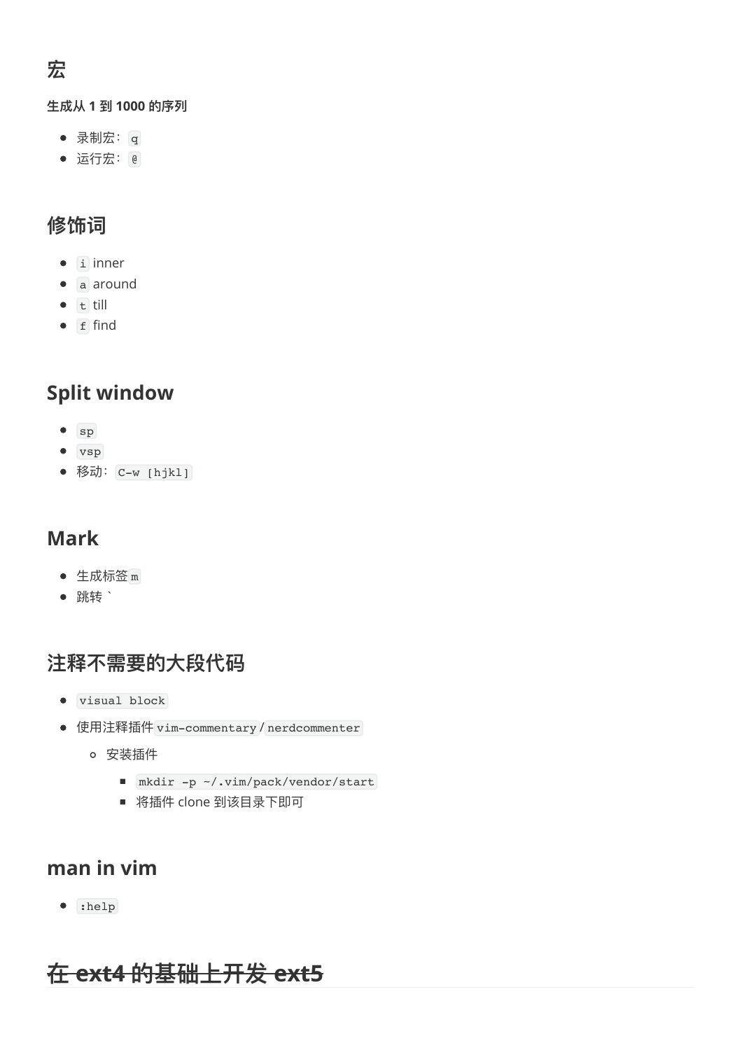## 宏

**生成从 1 到 1000 的序列**

- 录制宏：`q`
- 运行宏：`@`

## 修饰词

- `i` inner
- `a` around
- `t` till
- `f` find

## Split window

- `sp`
- `vsp`
- 移动：`C-w [hjkl]`

## Mark

- 生成标签`m`
- 跳转 `

## 注释不需要的大段代码

- `visual block`
- 使用注释插件`vim-commentary`/`nerdcommenter`
    - 安装插件
        - `mkdir -p ~/.vim/pack/vendor/start`
        - 将插件 clone 到该目录下即可

## man in vim

- `:help`

## ~~在 ext4 的基础上开发 ext5~~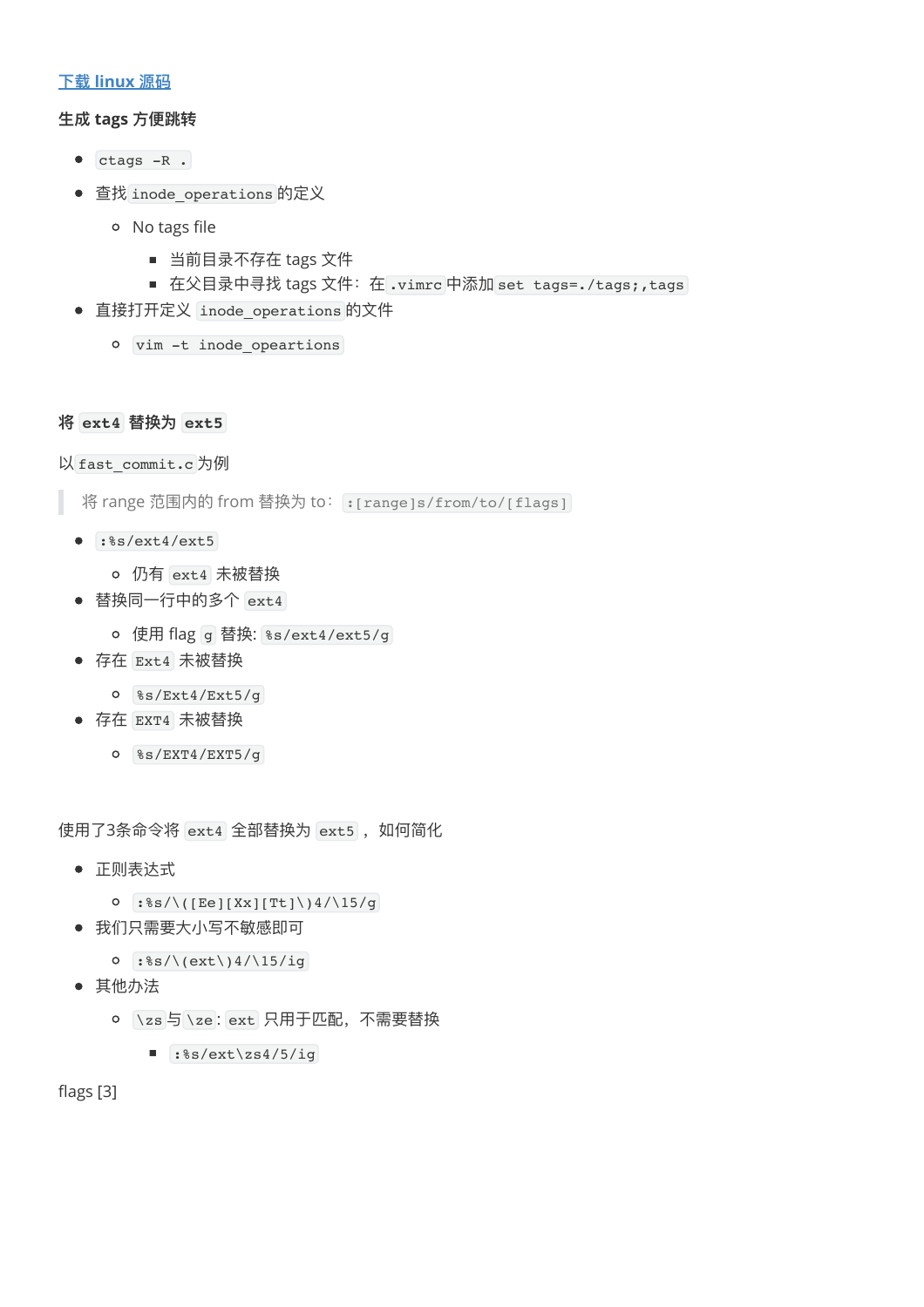[下载 linux 源码]

**生成 tags 方便跳转**

- `ctags -R .`
- 查找 `inode_operations` 的定义
  - No tags file
    - 当前目录不存在 tags 文件
    - 在父目录中寻找 tags 文件：在 `.vimrc` 中添加 `set tags=./tags;,tags`
- 直接打开定义 `inode_operations` 的文件
  - `vim -t inode_opeartions`

**将 `ext4` 替换为 `ext5`**

以 `fast_commit.c` 为例

> 将 range 范围内的 from 替换为 to：`:[range]s/from/to/[flags]`

- `:%s/ext4/ext5`
  - 仍有 `ext4` 未被替换
- 替换同一行中的多个 `ext4`
  - 使用 flag `g` 替换: `%s/ext4/ext5/g`
- 存在 `Ext4` 未被替换
  - `%s/Ext4/Ext5/g`
- 存在 `EXT4` 未被替换
  - `%s/EXT4/EXT5/g`

使用了3条命令将 `ext4` 全部替换为 `ext5` ，如何简化

- 正则表达式
  - `:%s/\([Ee][Xx][Tt]\)4/\15/g`
- 我们只需要大小写不敏感即可
  - `:%s/\(ext\)4/\15/ig`
- 其他办法
  - `\zs` 与 `\ze`: `ext` 只用于匹配，不需要替换
    - `:%s/ext\zs4/5/ig`

flags [3]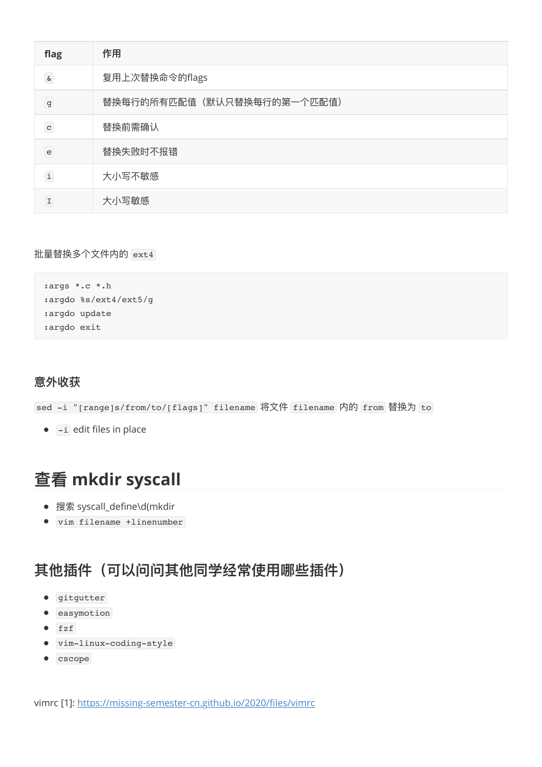| flag | 作用 |
| --- | --- |
| `&` | 复用上次替换命令的flags |
| `g` | 替换每行的所有匹配值（默认只替换每行的第一个匹配值） |
| `c` | 替换前需确认 |
| `e` | 替换失败时不报错 |
| `i` | 大小写不敏感 |
| `I` | 大小写敏感 |

批量替换多个文件内的 `ext4`

```
:args *.c *.h
:argdo %s/ext4/ext5/g
:argdo update
:argdo exit
```

### 意外收获

`sed -i "[range]s/from/to/[flags]" filename` 将文件 `filename` 内的 `from` 替换为 `to`

- `-i` edit files in place

## 查看 mkdir syscall

- 搜索 syscall_define\d(mkdir
- `vim filename +linenumber`

### 其他插件（可以问问其他同学经常使用哪些插件）

- `gitgutter`
- `easymotion`
- `fzf`
- `vim-linux-coding-style`
- `cscope`

vimrc [1]: https://missing-semester-cn.github.io/2020/files/vimrc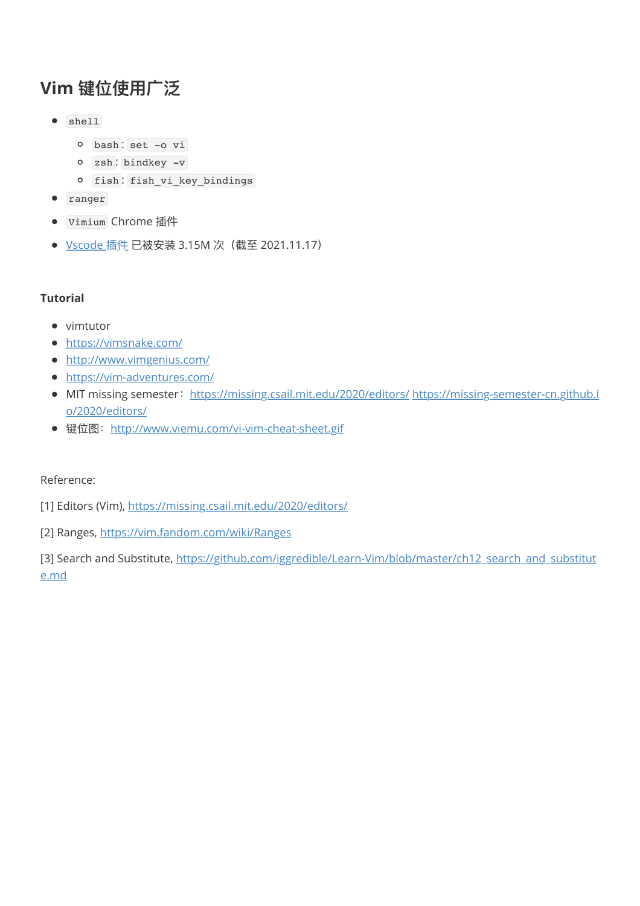## Vim 键位使用广泛

- `shell`
  - `bash`：`set -o vi`
  - `zsh`：`bindkey -v`
  - `fish`：`fish_vi_key_bindings`
- `ranger`
- `Vimium` Chrome 插件
- [Vscode 插件](#) 已被安装 3.15M 次（截至 2021.11.17）

**Tutorial**

- vimtutor
- https://vimsnake.com/
- http://www.vimgenius.com/
- https://vim-adventures.com/
- MIT missing semester：https://missing.csail.mit.edu/2020/editors/ https://missing-semester-cn.github.io/2020/editors/
- 键位图：http://www.viemu.com/vi-vim-cheat-sheet.gif

Reference:

[1] Editors (Vim), https://missing.csail.mit.edu/2020/editors/

[2] Ranges, https://vim.fandom.com/wiki/Ranges

[3] Search and Substitute, https://github.com/iggredible/Learn-Vim/blob/master/ch12_search_and_substitute.md